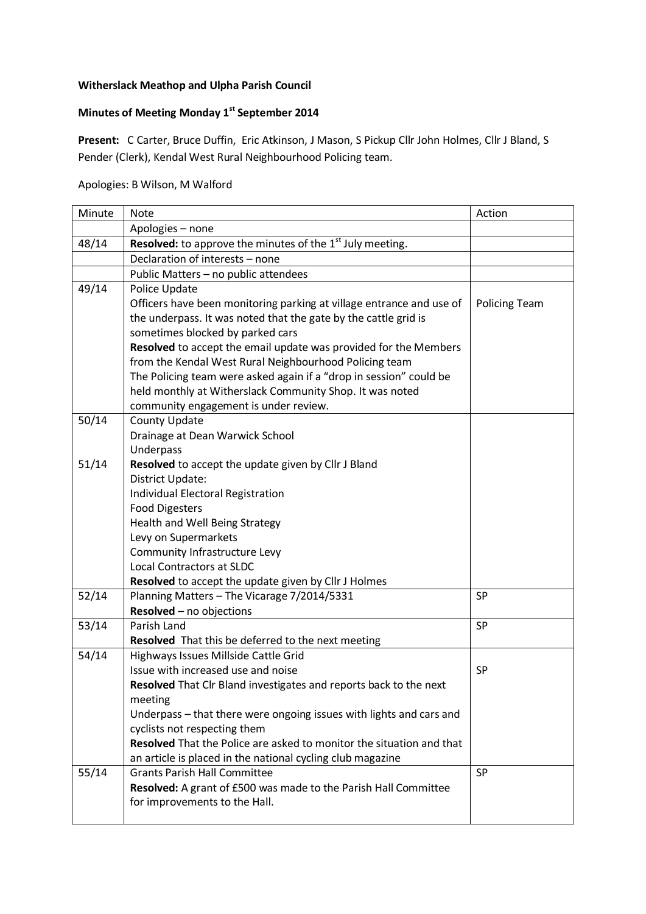**Witherslack Meathop and Ulpha Parish Council**

**Minutes of Meeting Monday 1st September 2014**

**Present:** C Carter, Bruce Duffin, Eric Atkinson, J Mason, S Pickup Cllr John Holmes, Cllr J Bland, S Pender (Clerk), Kendal West Rural Neighbourhood Policing team.

Apologies: B Wilson, M Walford

| Minute | Note | Action |
|---|---|---|
| | Apologies – none | |
| 48/14 | **Resolved:** to approve the minutes of the 1st July meeting. | |
| | Declaration of interests – none | |
| | Public Matters – no public attendees | |
| 49/14 | Police Update<br>Officers have been monitoring parking at village entrance and use of the underpass. It was noted that the gate by the cattle grid is sometimes blocked by parked cars<br>**Resolved** to accept the email update was provided for the Members from the Kendal West Rural Neighbourhood Policing team<br>The Policing team were asked again if a "drop in session" could be held monthly at Witherslack Community Shop. It was noted community engagement is under review. | Policing Team |
| 50/14<br><br><br>51/14 | County Update<br>Drainage at Dean Warwick School<br>Underpass<br>**Resolved** to accept the update given by Cllr J Bland<br>District Update:<br>Individual Electoral Registration<br>Food Digesters<br>Health and Well Being Strategy<br>Levy on Supermarkets<br>Community Infrastructure Levy<br>Local Contractors at SLDC<br>**Resolved** to accept the update given by Cllr J Holmes | |
| 52/14 | Planning Matters – The Vicarage 7/2014/5331<br>**Resolved** – no objections | SP |
| 53/14 | Parish Land<br>**Resolved** That this be deferred to the next meeting | SP |
| 54/14 | Highways Issues Millside Cattle Grid<br>Issue with increased use and noise<br>**Resolved** That Clr Bland investigates and reports back to the next meeting<br>Underpass – that there were ongoing issues with lights and cars and cyclists not respecting them<br>**Resolved** That the Police are asked to monitor the situation and that an article is placed in the national cycling club magazine | SP |
| 55/14 | Grants Parish Hall Committee<br>**Resolved:** A grant of £500 was made to the Parish Hall Committee for improvements to the Hall. | SP |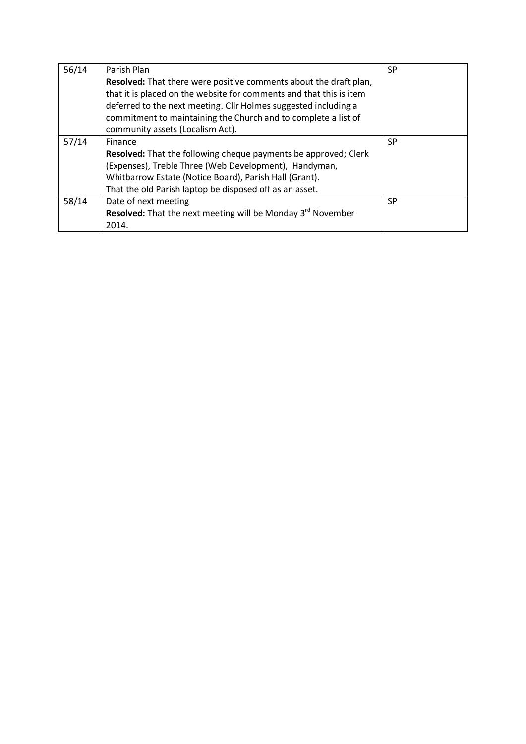| | | |
|---|---|---|
| 56/14 | Parish Plan<br>**Resolved:** That there were positive comments about the draft plan, that it is placed on the website for comments and that this is item deferred to the next meeting. Cllr Holmes suggested including a commitment to maintaining the Church and to complete a list of community assets (Localism Act). | SP |
| 57/14 | Finance<br>**Resolved:** That the following cheque payments be approved; Clerk (Expenses), Treble Three (Web Development), Handyman, Whitbarrow Estate (Notice Board), Parish Hall (Grant).<br>That the old Parish laptop be disposed off as an asset. | SP |
| 58/14 | Date of next meeting<br>**Resolved:** That the next meeting will be Monday 3rd November 2014. | SP |